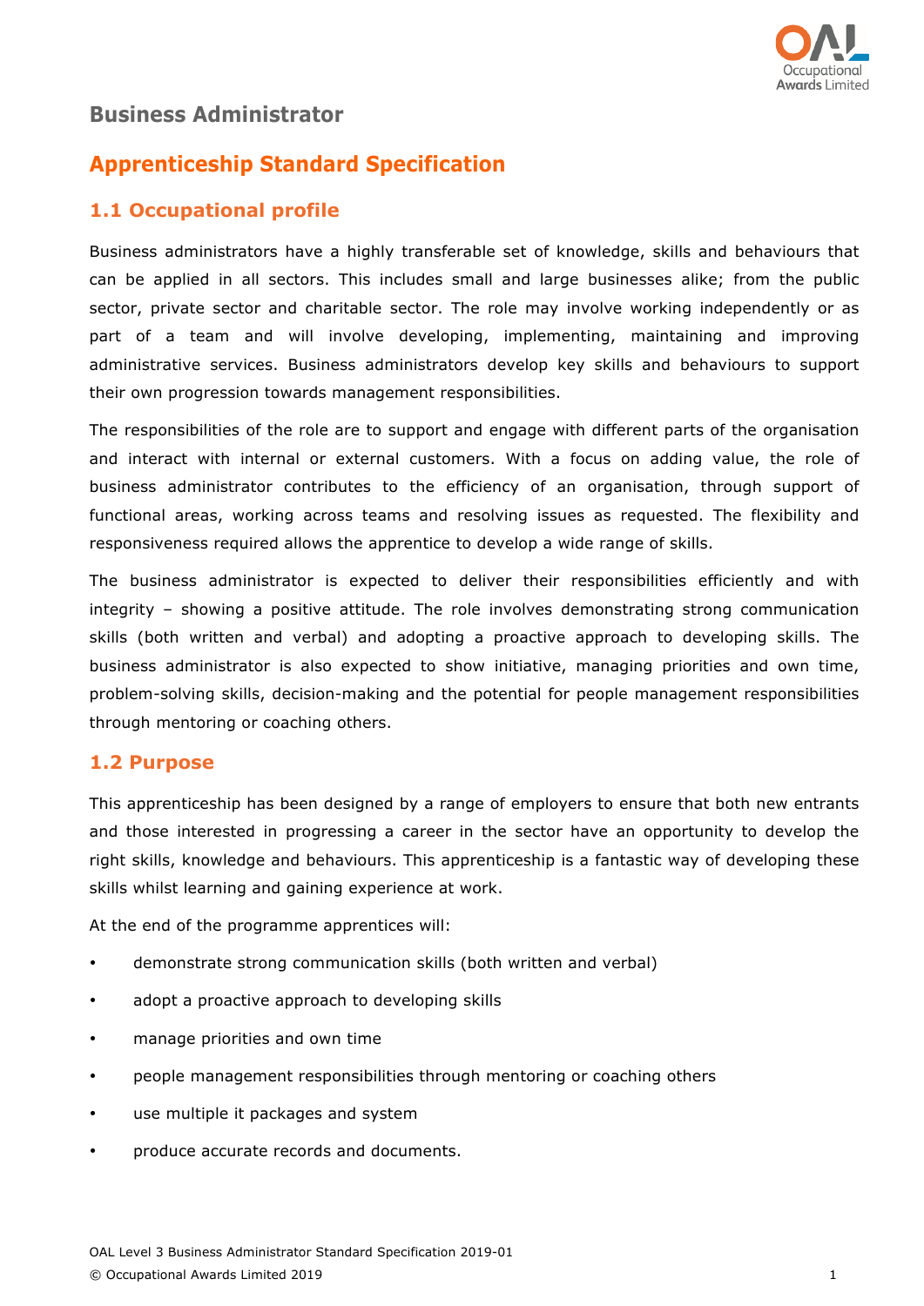# Business Administrator

## Apprenticeship Standard Specification

### 1.1 Occupational profile

Business administrators have a highly transferable set of knowledge, skills and behaviours that can be applied in all sectors. This includes small and large businesses alike; from the public sector, private sector and charitable sector. The role may involve working independently or as part of a team and will involve developing, implementing, maintaining and improving administrative services. Business administrators develop key skills and behaviours to support their own progression towards management responsibilities.

The responsibilities of the role are to support and engage with different parts of the organisation and interact with internal or external customers. With a focus on adding value, the role of business administrator contributes to the efficiency of an organisation, through support of functional areas, working across teams and resolving issues as requested. The flexibility and responsiveness required allows the apprentice to develop a wide range of skills.

The business administrator is expected to deliver their responsibilities efficiently and with integrity – showing a positive attitude. The role involves demonstrating strong communication skills (both written and verbal) and adopting a proactive approach to developing skills. The business administrator is also expected to show initiative, managing priorities and own time, problem-solving skills, decision-making and the potential for people management responsibilities through mentoring or coaching others.

### 1.2 Purpose

This apprenticeship has been designed by a range of employers to ensure that both new entrants and those interested in progressing a career in the sector have an opportunity to develop the right skills, knowledge and behaviours. This apprenticeship is a fantastic way of developing these skills whilst learning and gaining experience at work.

At the end of the programme apprentices will:

- demonstrate strong communication skills (both written and verbal)
- adopt a proactive approach to developing skills
- manage priorities and own time
- people management responsibilities through mentoring or coaching others
- use multiple it packages and system
- produce accurate records and documents.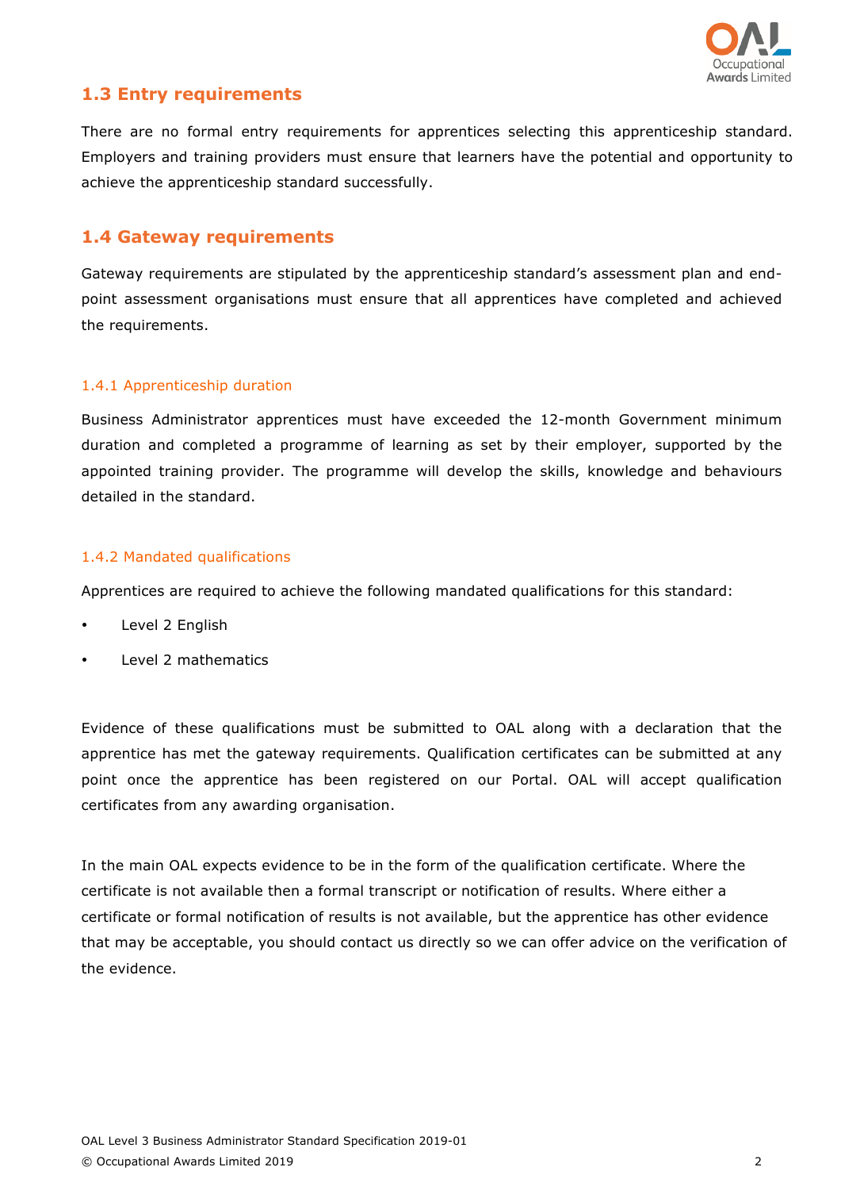## 1.3 Entry requirements

There are no formal entry requirements for apprentices selecting this apprenticeship standard. Employers and training providers must ensure that learners have the potential and opportunity to achieve the apprenticeship standard successfully.

## 1.4 Gateway requirements

Gateway requirements are stipulated by the apprenticeship standard's assessment plan and end-point assessment organisations must ensure that all apprentices have completed and achieved the requirements.

### 1.4.1 Apprenticeship duration

Business Administrator apprentices must have exceeded the 12-month Government minimum duration and completed a programme of learning as set by their employer, supported by the appointed training provider. The programme will develop the skills, knowledge and behaviours detailed in the standard.

### 1.4.2 Mandated qualifications

Apprentices are required to achieve the following mandated qualifications for this standard:

- Level 2 English
- Level 2 mathematics

Evidence of these qualifications must be submitted to OAL along with a declaration that the apprentice has met the gateway requirements. Qualification certificates can be submitted at any point once the apprentice has been registered on our Portal. OAL will accept qualification certificates from any awarding organisation.

In the main OAL expects evidence to be in the form of the qualification certificate. Where the certificate is not available then a formal transcript or notification of results. Where either a certificate or formal notification of results is not available, but the apprentice has other evidence that may be acceptable, you should contact us directly so we can offer advice on the verification of the evidence.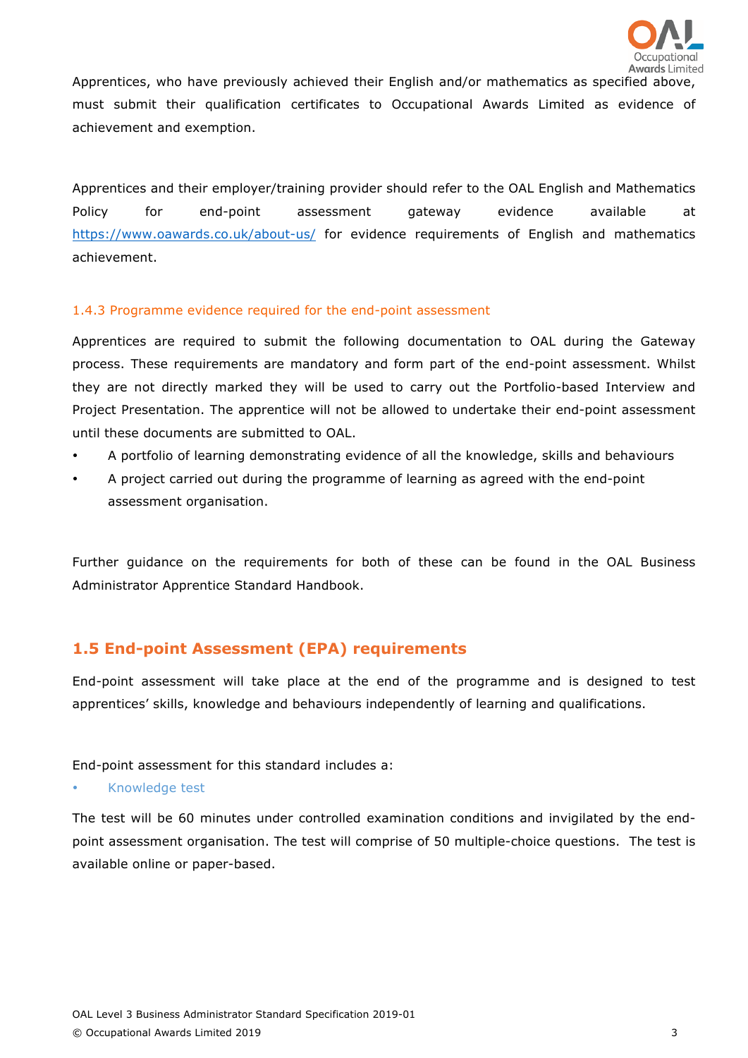Apprentices, who have previously achieved their English and/or mathematics as specified above, must submit their qualification certificates to Occupational Awards Limited as evidence of achievement and exemption.

Apprentices and their employer/training provider should refer to the OAL English and Mathematics Policy for end-point assessment gateway evidence available at https://www.oawards.co.uk/about-us/ for evidence requirements of English and mathematics achievement.

### 1.4.3 Programme evidence required for the end-point assessment

Apprentices are required to submit the following documentation to OAL during the Gateway process. These requirements are mandatory and form part of the end-point assessment. Whilst they are not directly marked they will be used to carry out the Portfolio-based Interview and Project Presentation. The apprentice will not be allowed to undertake their end-point assessment until these documents are submitted to OAL.

- A portfolio of learning demonstrating evidence of all the knowledge, skills and behaviours
- A project carried out during the programme of learning as agreed with the end-point assessment organisation.

Further guidance on the requirements for both of these can be found in the OAL Business Administrator Apprentice Standard Handbook.

## 1.5 End-point Assessment (EPA) requirements

End-point assessment will take place at the end of the programme and is designed to test apprentices' skills, knowledge and behaviours independently of learning and qualifications.

End-point assessment for this standard includes a:

- Knowledge test

The test will be 60 minutes under controlled examination conditions and invigilated by the end-point assessment organisation. The test will comprise of 50 multiple-choice questions. The test is available online or paper-based.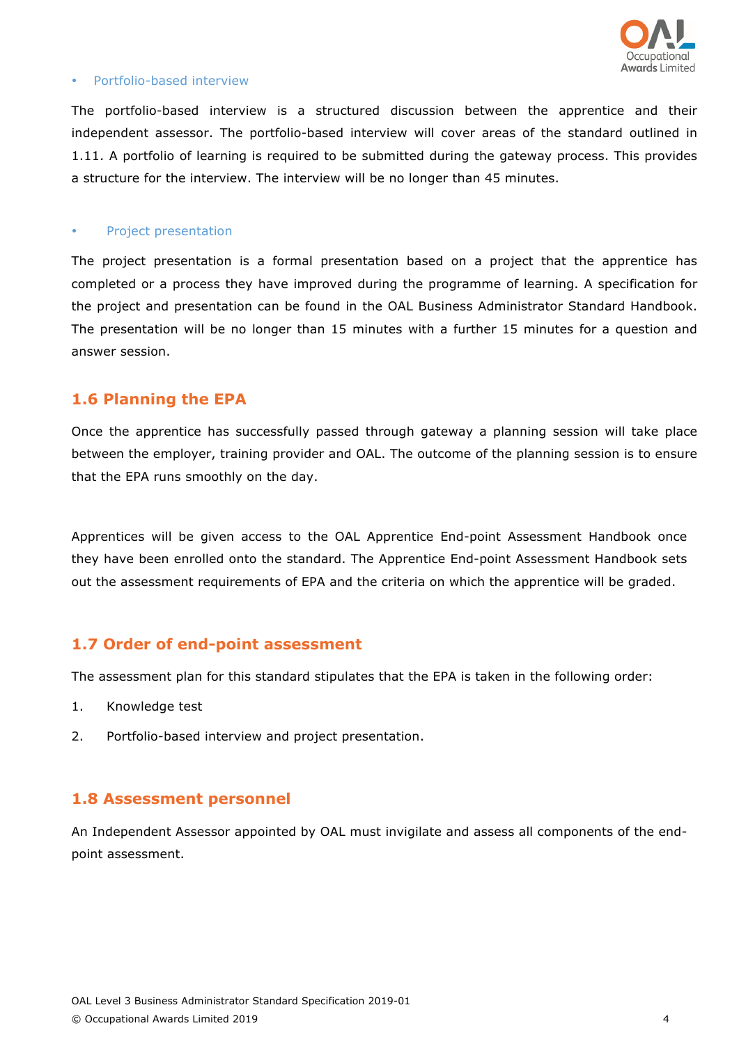- Portfolio-based interview

The portfolio-based interview is a structured discussion between the apprentice and their independent assessor. The portfolio-based interview will cover areas of the standard outlined in 1.11. A portfolio of learning is required to be submitted during the gateway process. This provides a structure for the interview. The interview will be no longer than 45 minutes.

- Project presentation

The project presentation is a formal presentation based on a project that the apprentice has completed or a process they have improved during the programme of learning. A specification for the project and presentation can be found in the OAL Business Administrator Standard Handbook. The presentation will be no longer than 15 minutes with a further 15 minutes for a question and answer session.

## 1.6 Planning the EPA

Once the apprentice has successfully passed through gateway a planning session will take place between the employer, training provider and OAL. The outcome of the planning session is to ensure that the EPA runs smoothly on the day.

Apprentices will be given access to the OAL Apprentice End-point Assessment Handbook once they have been enrolled onto the standard. The Apprentice End-point Assessment Handbook sets out the assessment requirements of EPA and the criteria on which the apprentice will be graded.

## 1.7 Order of end-point assessment

The assessment plan for this standard stipulates that the EPA is taken in the following order:

1. Knowledge test
2. Portfolio-based interview and project presentation.

## 1.8 Assessment personnel

An Independent Assessor appointed by OAL must invigilate and assess all components of the end-point assessment.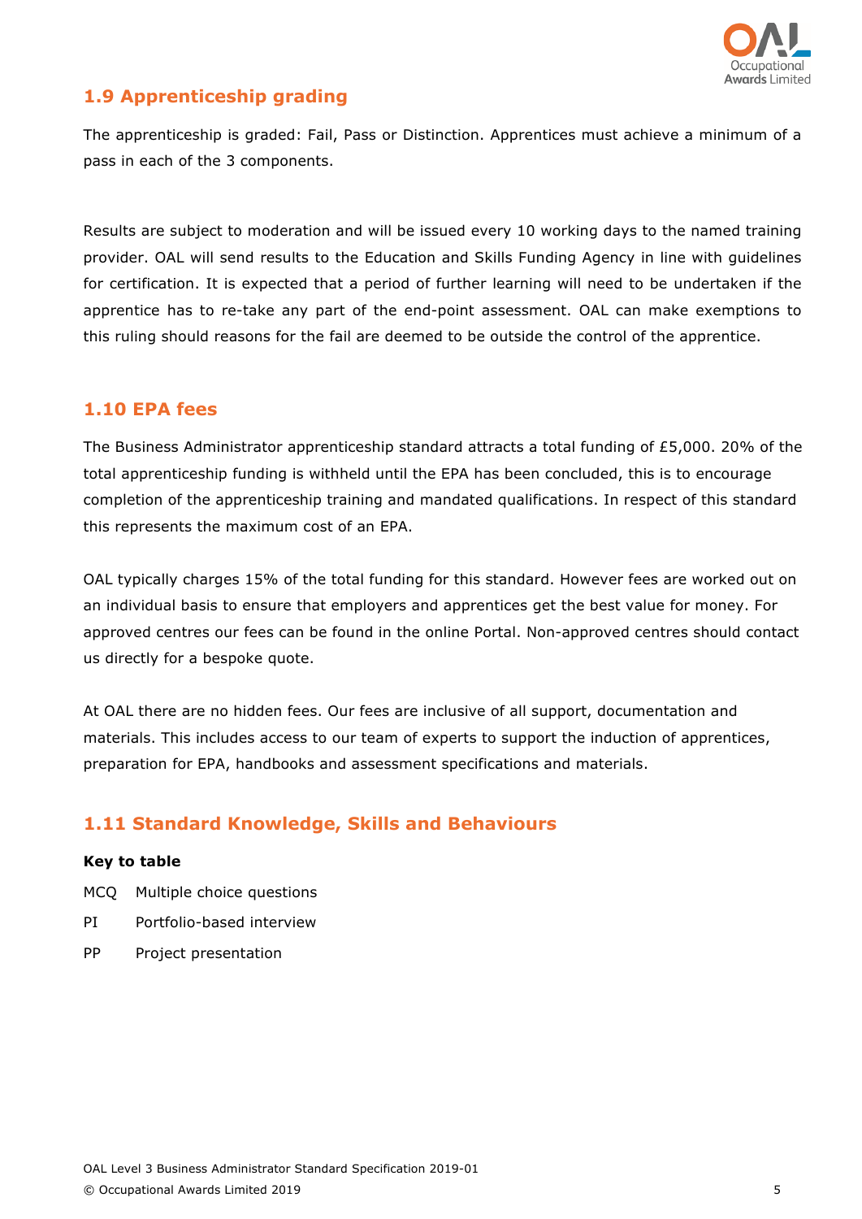## 1.9 Apprenticeship grading

The apprenticeship is graded: Fail, Pass or Distinction. Apprentices must achieve a minimum of a pass in each of the 3 components.

Results are subject to moderation and will be issued every 10 working days to the named training provider. OAL will send results to the Education and Skills Funding Agency in line with guidelines for certification. It is expected that a period of further learning will need to be undertaken if the apprentice has to re-take any part of the end-point assessment. OAL can make exemptions to this ruling should reasons for the fail are deemed to be outside the control of the apprentice.

## 1.10 EPA fees

The Business Administrator apprenticeship standard attracts a total funding of £5,000. 20% of the total apprenticeship funding is withheld until the EPA has been concluded, this is to encourage completion of the apprenticeship training and mandated qualifications. In respect of this standard this represents the maximum cost of an EPA.

OAL typically charges 15% of the total funding for this standard. However fees are worked out on an individual basis to ensure that employers and apprentices get the best value for money. For approved centres our fees can be found in the online Portal. Non-approved centres should contact us directly for a bespoke quote.

At OAL there are no hidden fees. Our fees are inclusive of all support, documentation and materials. This includes access to our team of experts to support the induction of apprentices, preparation for EPA, handbooks and assessment specifications and materials.

## 1.11 Standard Knowledge, Skills and Behaviours

**Key to table**

MCQ Multiple choice questions

PI Portfolio-based interview

PP Project presentation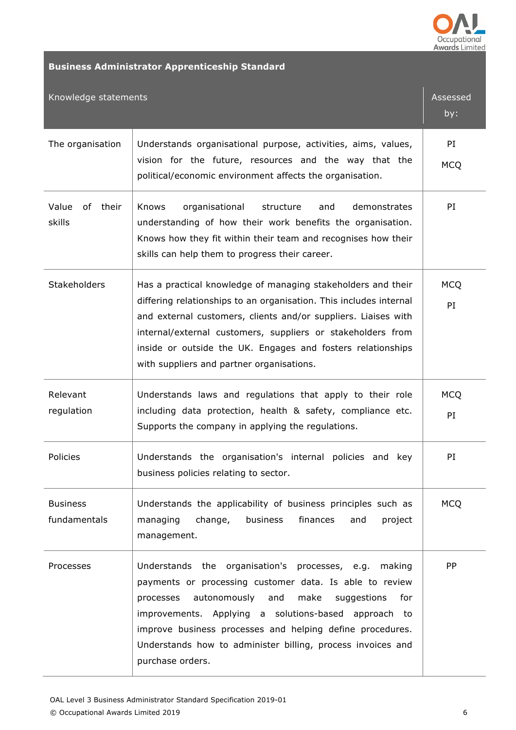| Business Administrator Apprenticeship Standard | | |
|---|---|---|
| Knowledge statements | | Assessed by: |
| The organisation | Understands organisational purpose, activities, aims, values, vision for the future, resources and the way that the political/economic environment affects the organisation. | PI MCQ |
| Value of their skills | Knows organisational structure and demonstrates understanding of how their work benefits the organisation. Knows how they fit within their team and recognises how their skills can help them to progress their career. | PI |
| Stakeholders | Has a practical knowledge of managing stakeholders and their differing relationships to an organisation. This includes internal and external customers, clients and/or suppliers. Liaises with internal/external customers, suppliers or stakeholders from inside or outside the UK. Engages and fosters relationships with suppliers and partner organisations. | MCQ PI |
| Relevant regulation | Understands laws and regulations that apply to their role including data protection, health & safety, compliance etc. Supports the company in applying the regulations. | MCQ PI |
| Policies | Understands the organisation's internal policies and key business policies relating to sector. | PI |
| Business fundamentals | Understands the applicability of business principles such as managing change, business finances and project management. | MCQ |
| Processes | Understands the organisation's processes, e.g. making payments or processing customer data. Is able to review processes autonomously and make suggestions for improvements. Applying a solutions-based approach to improve business processes and helping define procedures. Understands how to administer billing, process invoices and purchase orders. | PP |

OAL Level 3 Business Administrator Standard Specification 2019-01

© Occupational Awards Limited 2019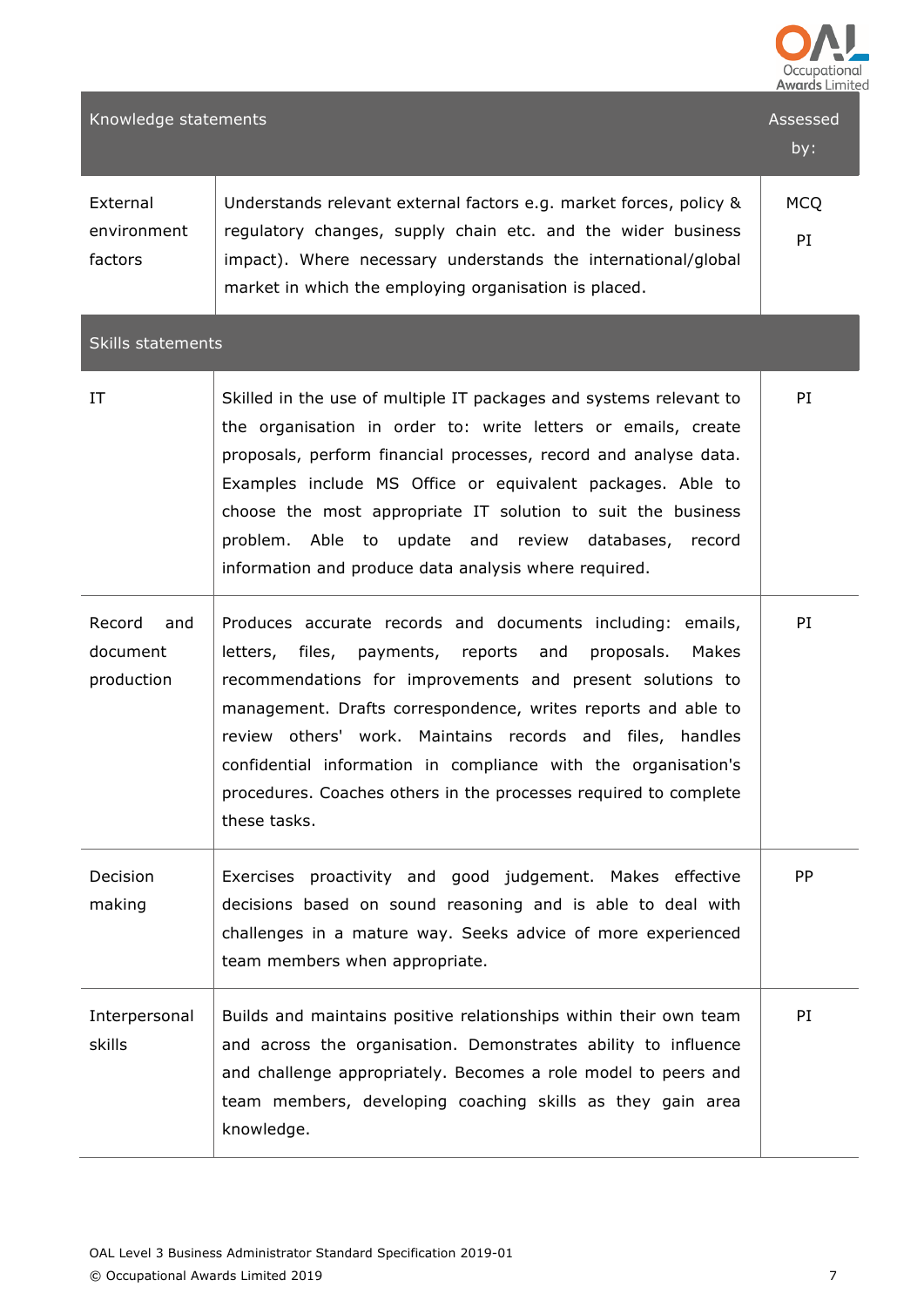| Knowledge statements | | Assessed by: |
|---|---|---|
| External environment factors | Understands relevant external factors e.g. market forces, policy & regulatory changes, supply chain etc. and the wider business impact). Where necessary understands the international/global market in which the employing organisation is placed. | MCQ PI |
| **Skills statements** | | |
| IT | Skilled in the use of multiple IT packages and systems relevant to the organisation in order to: write letters or emails, create proposals, perform financial processes, record and analyse data. Examples include MS Office or equivalent packages. Able to choose the most appropriate IT solution to suit the business problem. Able to update and review databases, record information and produce data analysis where required. | PI |
| Record and document production | Produces accurate records and documents including: emails, letters, files, payments, reports and proposals. Makes recommendations for improvements and present solutions to management. Drafts correspondence, writes reports and able to review others' work. Maintains records and files, handles confidential information in compliance with the organisation's procedures. Coaches others in the processes required to complete these tasks. | PI |
| Decision making | Exercises proactivity and good judgement. Makes effective decisions based on sound reasoning and is able to deal with challenges in a mature way. Seeks advice of more experienced team members when appropriate. | PP |
| Interpersonal skills | Builds and maintains positive relationships within their own team and across the organisation. Demonstrates ability to influence and challenge appropriately. Becomes a role model to peers and team members, developing coaching skills as they gain area knowledge. | PI |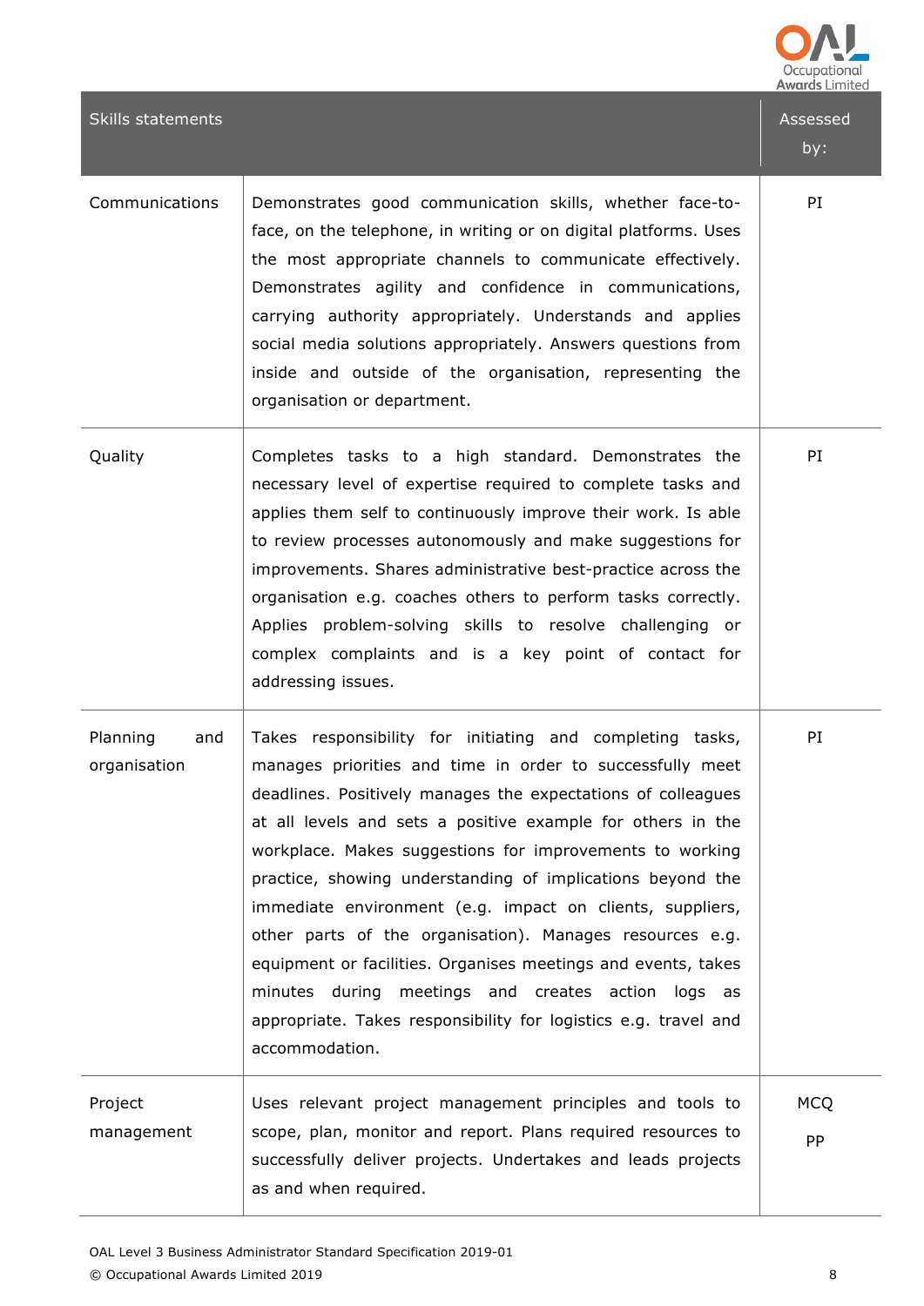| Skills statements | | Assessed by: |
|---|---|---|
| Communications | Demonstrates good communication skills, whether face-to-face, on the telephone, in writing or on digital platforms. Uses the most appropriate channels to communicate effectively. Demonstrates agility and confidence in communications, carrying authority appropriately. Understands and applies social media solutions appropriately. Answers questions from inside and outside of the organisation, representing the organisation or department. | PI |
| Quality | Completes tasks to a high standard. Demonstrates the necessary level of expertise required to complete tasks and applies them self to continuously improve their work. Is able to review processes autonomously and make suggestions for improvements. Shares administrative best-practice across the organisation e.g. coaches others to perform tasks correctly. Applies problem-solving skills to resolve challenging or complex complaints and is a key point of contact for addressing issues. | PI |
| Planning and organisation | Takes responsibility for initiating and completing tasks, manages priorities and time in order to successfully meet deadlines. Positively manages the expectations of colleagues at all levels and sets a positive example for others in the workplace. Makes suggestions for improvements to working practice, showing understanding of implications beyond the immediate environment (e.g. impact on clients, suppliers, other parts of the organisation). Manages resources e.g. equipment or facilities. Organises meetings and events, takes minutes during meetings and creates action logs as appropriate. Takes responsibility for logistics e.g. travel and accommodation. | PI |
| Project management | Uses relevant project management principles and tools to scope, plan, monitor and report. Plans required resources to successfully deliver projects. Undertakes and leads projects as and when required. | MCQ PP |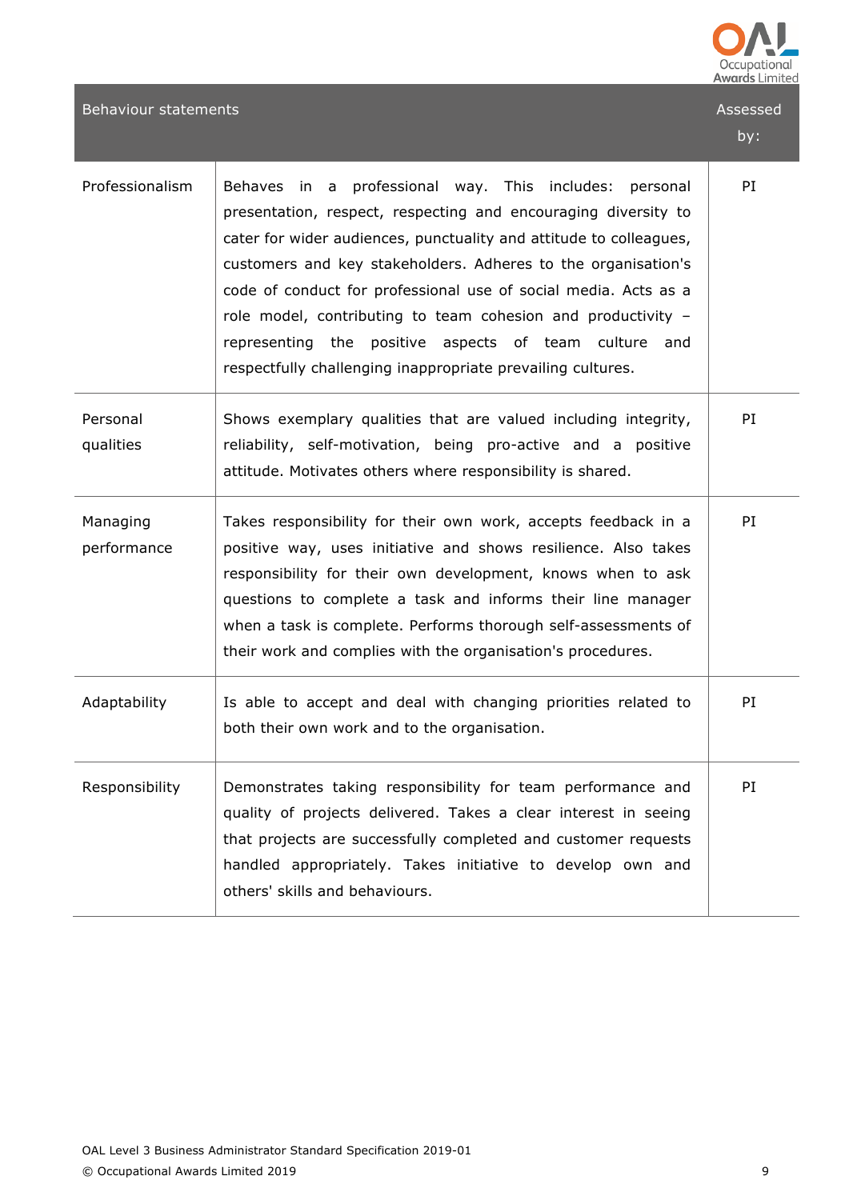| Behaviour statements | | Assessed by: |
| --- | --- | --- |
| Professionalism | Behaves in a professional way. This includes: personal presentation, respect, respecting and encouraging diversity to cater for wider audiences, punctuality and attitude to colleagues, customers and key stakeholders. Adheres to the organisation's code of conduct for professional use of social media. Acts as a role model, contributing to team cohesion and productivity – representing the positive aspects of team culture and respectfully challenging inappropriate prevailing cultures. | PI |
| Personal qualities | Shows exemplary qualities that are valued including integrity, reliability, self-motivation, being pro-active and a positive attitude. Motivates others where responsibility is shared. | PI |
| Managing performance | Takes responsibility for their own work, accepts feedback in a positive way, uses initiative and shows resilience. Also takes responsibility for their own development, knows when to ask questions to complete a task and informs their line manager when a task is complete. Performs thorough self-assessments of their work and complies with the organisation's procedures. | PI |
| Adaptability | Is able to accept and deal with changing priorities related to both their own work and to the organisation. | PI |
| Responsibility | Demonstrates taking responsibility for team performance and quality of projects delivered. Takes a clear interest in seeing that projects are successfully completed and customer requests handled appropriately. Takes initiative to develop own and others' skills and behaviours. | PI |